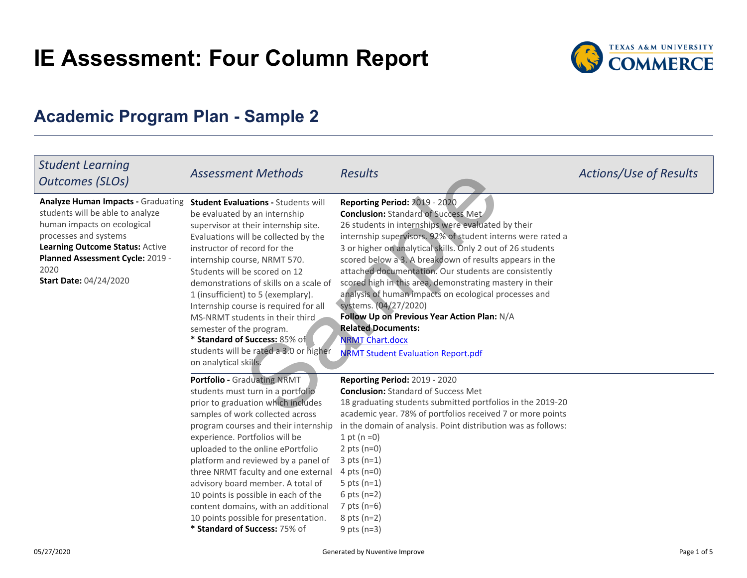# IE Assessment: Four Column Report

## Academic Program Plan - Sample 2

| *Student Learning Outcomes (SLOs)* | *Assessment Methods* | *Results* | *Actions/Use of Results* |
| --- | --- | --- | --- |
| **Analyze Human Impacts -** Graduating students will be able to analyze human impacts on ecological processes and systems<br>**Learning Outcome Status:** Active<br>**Planned Assessment Cycle:** 2019 - 2020<br>**Start Date:** 04/24/2020 | **Student Evaluations -** Students will be evaluated by an internship supervisor at their internship site. Evaluations will be collected by the instructor of record for the internship course, NRMT 570. Students will be scored on 12 demonstrations of skills on a scale of 1 (insufficient) to 5 (exemplary). Internship course is required for all MS-NRMT students in their third semester of the program.<br>**\* Standard of Success:** 85% of students will be rated a 3.0 or higher on analytical skills. | **Reporting Period:** 2019 - 2020<br>**Conclusion:** Standard of Success Met<br>26 students in internships were evaluated by their internship supervisors. 92% of student interns were rated a 3 or higher on analytical skills. Only 2 out of 26 students scored below a 3. A breakdown of results appears in the attached documentation. Our students are consistently scored high in this area, demonstrating mastery in their analysis of human impacts on ecological processes and systems. (04/27/2020)<br>**Follow Up on Previous Year Action Plan:** N/A<br>**Related Documents:**<br>NRMT Chart.docx<br>NRMT Student Evaluation Report.pdf | |
| | **Portfolio -** Graduating NRMT students must turn in a portfolio prior to graduation which includes samples of work collected across program courses and their internship experience. Portfolios will be uploaded to the online ePortfolio platform and reviewed by a panel of three NRMT faculty and one external advisory board member. A total of 10 points is possible in each of the content domains, with an additional 10 points possible for presentation.<br>**\* Standard of Success:** 75% of | **Reporting Period:** 2019 - 2020<br>**Conclusion:** Standard of Success Met<br>18 graduating students submitted portfolios in the 2019-20 academic year. 78% of portfolios received 7 or more points in the domain of analysis. Point distribution was as follows:<br>1 pt (n =0)<br>2 pts (n=0)<br>3 pts (n=1)<br>4 pts (n=0)<br>5 pts (n=1)<br>6 pts (n=2)<br>7 pts (n=6)<br>8 pts (n=2)<br>9 pts (n=3) | |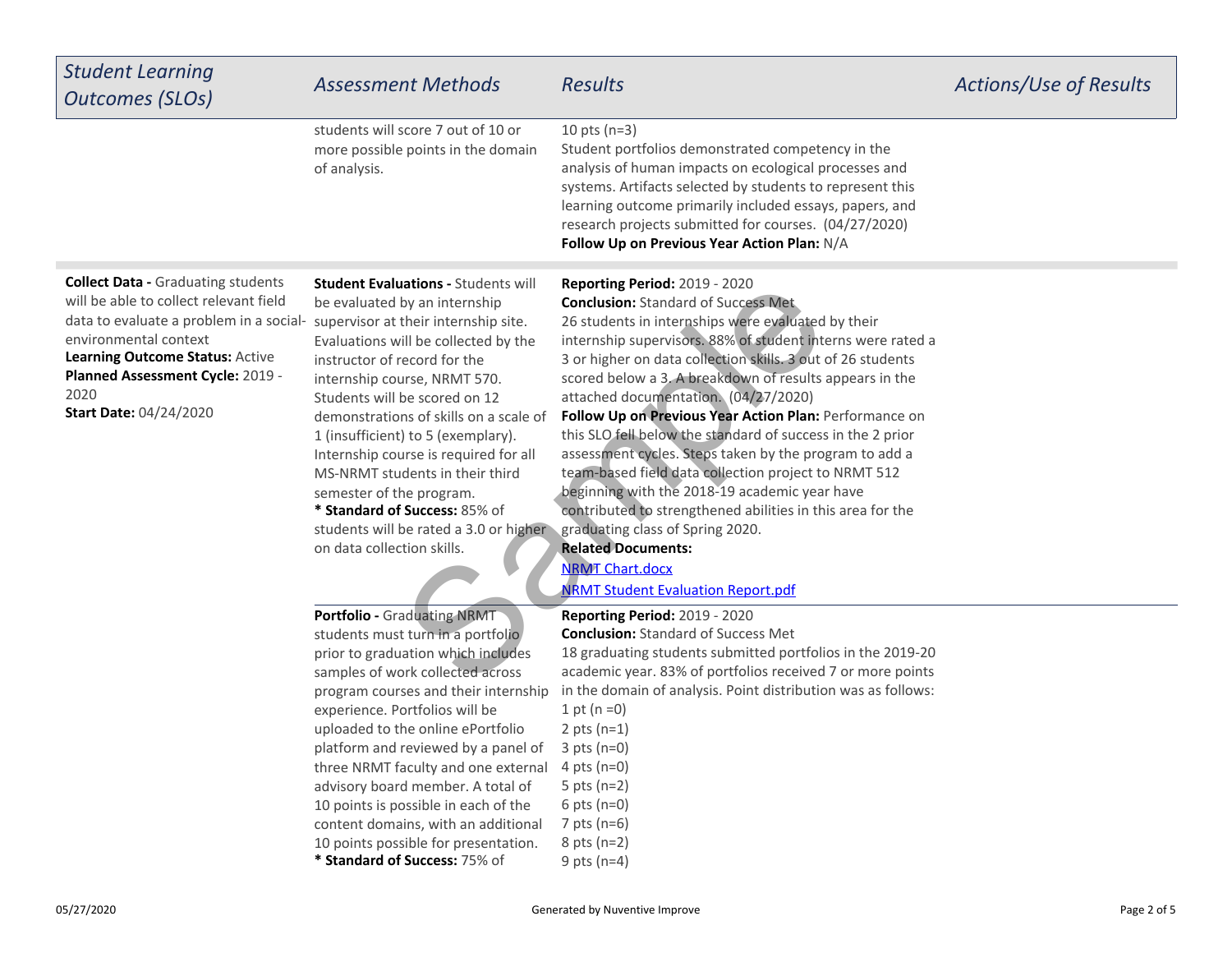| Student Learning Outcomes (SLOs) | Assessment Methods | Results | Actions/Use of Results |
|---|---|---|---|
| | students will score 7 out of 10 or more possible points in the domain of analysis. | 10 pts (n=3)<br>Student portfolios demonstrated competency in the analysis of human impacts on ecological processes and systems. Artifacts selected by students to represent this learning outcome primarily included essays, papers, and research projects submitted for courses. (04/27/2020)<br>**Follow Up on Previous Year Action Plan:** N/A | |
| **Collect Data -** Graduating students will be able to collect relevant field data to evaluate a problem in a social-environmental context<br>**Learning Outcome Status:** Active<br>**Planned Assessment Cycle:** 2019 - 2020<br>**Start Date:** 04/24/2020 | **Student Evaluations -** Students will be evaluated by an internship supervisor at their internship site. Evaluations will be collected by the instructor of record for the internship course, NRMT 570. Students will be scored on 12 demonstrations of skills on a scale of 1 (insufficient) to 5 (exemplary). Internship course is required for all MS-NRMT students in their third semester of the program.<br>**\* Standard of Success:** 85% of students will be rated a 3.0 or higher on data collection skills. | **Reporting Period:** 2019 - 2020<br>**Conclusion:** Standard of Success Met<br>26 students in internships were evaluated by their internship supervisors. 88% of student interns were rated a 3 or higher on data collection skills. 3 out of 26 students scored below a 3. A breakdown of results appears in the attached documentation. (04/27/2020)<br>**Follow Up on Previous Year Action Plan:** Performance on this SLO fell below the standard of success in the 2 prior assessment cycles. Steps taken by the program to add a team-based field data collection project to NRMT 512 beginning with the 2018-19 academic year have contributed to strengthened abilities in this area for the graduating class of Spring 2020.<br>**Related Documents:**<br>NRMT Chart.docx<br>NRMT Student Evaluation Report.pdf | |
| | **Portfolio -** Graduating NRMT students must turn in a portfolio prior to graduation which includes samples of work collected across program courses and their internship experience. Portfolios will be uploaded to the online ePortfolio platform and reviewed by a panel of three NRMT faculty and one external advisory board member. A total of 10 points is possible in each of the content domains, with an additional 10 points possible for presentation.<br>**\* Standard of Success:** 75% of | **Reporting Period:** 2019 - 2020<br>**Conclusion:** Standard of Success Met<br>18 graduating students submitted portfolios in the 2019-20 academic year. 83% of portfolios received 7 or more points in the domain of analysis. Point distribution was as follows:<br>1 pt (n =0)<br>2 pts (n=1)<br>3 pts (n=0)<br>4 pts (n=0)<br>5 pts (n=2)<br>6 pts (n=0)<br>7 pts (n=6)<br>8 pts (n=2)<br>9 pts (n=4) | |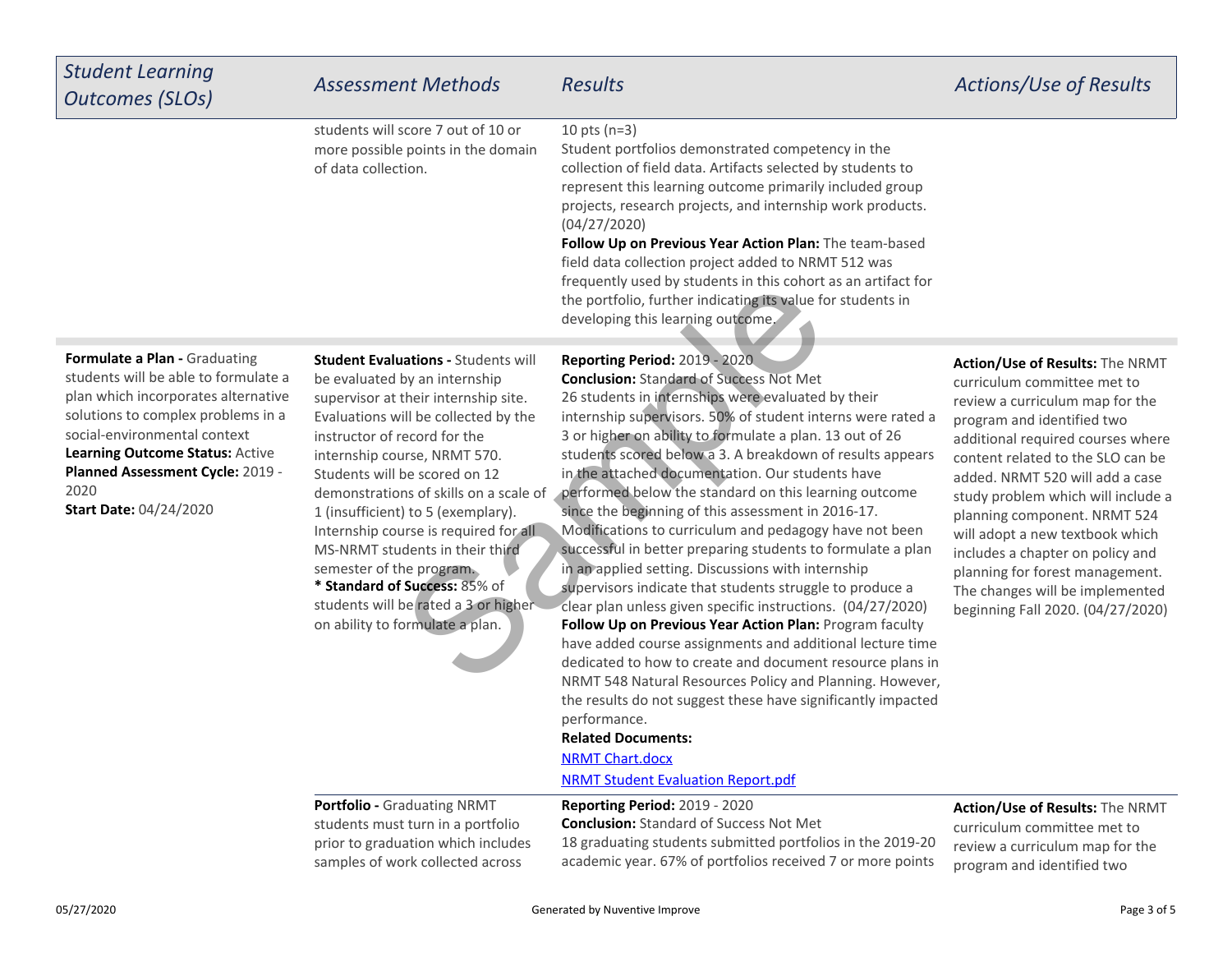| Student Learning Outcomes (SLOs) | Assessment Methods | Results | Actions/Use of Results |
| --- | --- | --- | --- |
| | students will score 7 out of 10 or more possible points in the domain of data collection. | 10 pts (n=3)<br>Student portfolios demonstrated competency in the collection of field data. Artifacts selected by students to represent this learning outcome primarily included group projects, research projects, and internship work products. (04/27/2020)<br>**Follow Up on Previous Year Action Plan:** The team-based field data collection project added to NRMT 512 was frequently used by students in this cohort as an artifact for the portfolio, further indicating its value for students in developing this learning outcome. | |
| **Formulate a Plan -** Graduating students will be able to formulate a plan which incorporates alternative solutions to complex problems in a social-environmental context<br>**Learning Outcome Status:** Active<br>**Planned Assessment Cycle:** 2019 - 2020<br>**Start Date:** 04/24/2020 | **Student Evaluations -** Students will be evaluated by an internship supervisor at their internship site. Evaluations will be collected by the instructor of record for the internship course, NRMT 570. Students will be scored on 12 demonstrations of skills on a scale of 1 (insufficient) to 5 (exemplary). Internship course is required for all MS-NRMT students in their third semester of the program.<br>**\* Standard of Success:** 85% of students will be rated a 3 or higher on ability to formulate a plan. | **Reporting Period:** 2019 - 2020<br>**Conclusion:** Standard of Success Not Met<br>26 students in internships were evaluated by their internship supervisors. 50% of student interns were rated a 3 or higher on ability to formulate a plan. 13 out of 26 students scored below a 3. A breakdown of results appears in the attached documentation. Our students have performed below the standard on this learning outcome since the beginning of this assessment in 2016-17. Modifications to curriculum and pedagogy have not been successful in better preparing students to formulate a plan in an applied setting. Discussions with internship supervisors indicate that students struggle to produce a clear plan unless given specific instructions. (04/27/2020)<br>**Follow Up on Previous Year Action Plan:** Program faculty have added course assignments and additional lecture time dedicated to how to create and document resource plans in NRMT 548 Natural Resources Policy and Planning. However, the results do not suggest these have significantly impacted performance.<br>**Related Documents:**<br>NRMT Chart.docx<br>NRMT Student Evaluation Report.pdf | **Action/Use of Results:** The NRMT curriculum committee met to review a curriculum map for the program and identified two additional required courses where content related to the SLO can be added. NRMT 520 will add a case study problem which will include a planning component. NRMT 524 will adopt a new textbook which includes a chapter on policy and planning for forest management. The changes will be implemented beginning Fall 2020. (04/27/2020) |
| | **Portfolio -** Graduating NRMT students must turn in a portfolio prior to graduation which includes samples of work collected across | **Reporting Period:** 2019 - 2020<br>**Conclusion:** Standard of Success Not Met<br>18 graduating students submitted portfolios in the 2019-20 academic year. 67% of portfolios received 7 or more points | **Action/Use of Results:** The NRMT curriculum committee met to review a curriculum map for the program and identified two |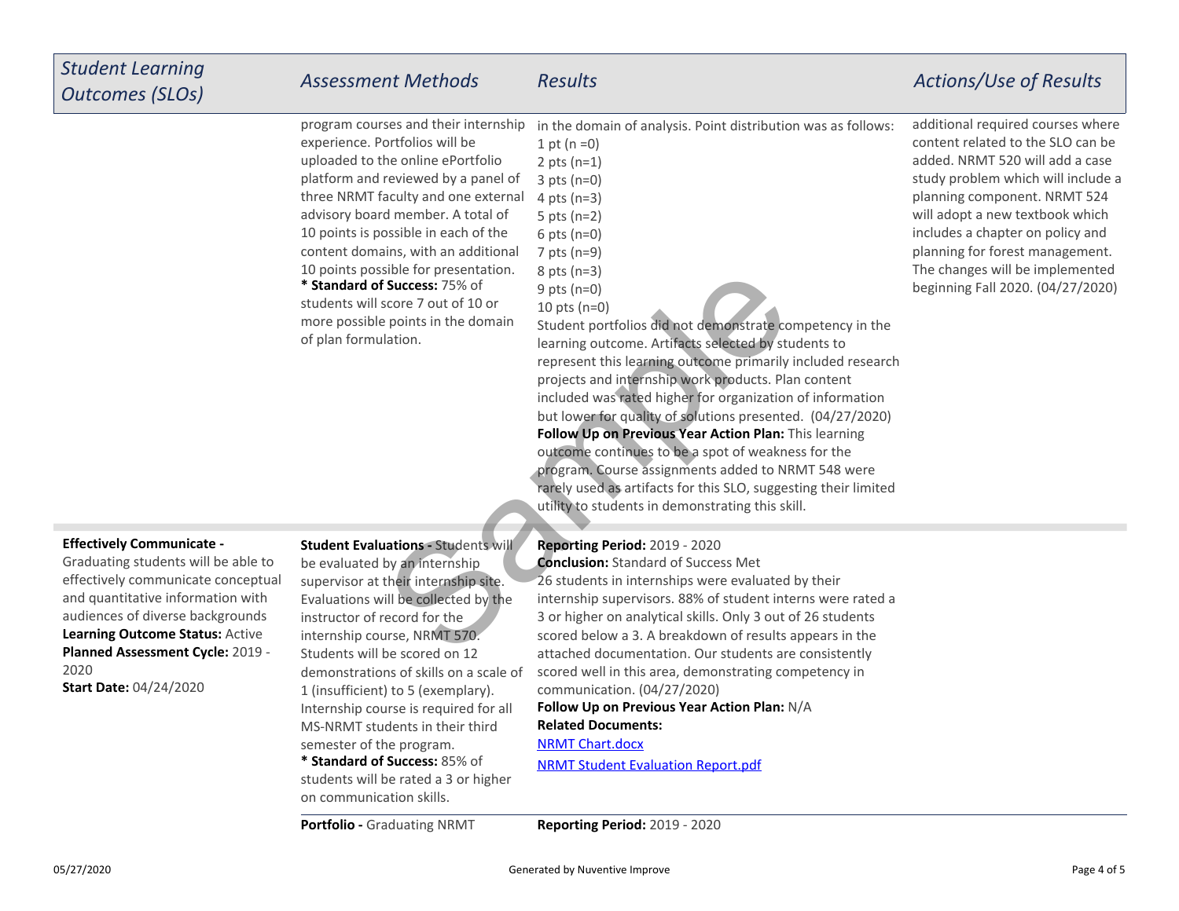| Student Learning Outcomes (SLOs) | Assessment Methods | Results | Actions/Use of Results |
|---|---|---|---|
| | program courses and their internship experience. Portfolios will be uploaded to the online ePortfolio platform and reviewed by a panel of three NRMT faculty and one external advisory board member. A total of 10 points is possible in each of the content domains, with an additional 10 points possible for presentation.<br>**\* Standard of Success:** 75% of students will score 7 out of 10 or more possible points in the domain of plan formulation. | in the domain of analysis. Point distribution was as follows:<br>1 pt (n =0)<br>2 pts (n=1)<br>3 pts (n=0)<br>4 pts (n=3)<br>5 pts (n=2)<br>6 pts (n=0)<br>7 pts (n=9)<br>8 pts (n=3)<br>9 pts (n=0)<br>10 pts (n=0)<br>Student portfolios did not demonstrate competency in the learning outcome. Artifacts selected by students to represent this learning outcome primarily included research projects and internship work products. Plan content included was rated higher for organization of information but lower for quality of solutions presented. (04/27/2020)<br>**Follow Up on Previous Year Action Plan:** This learning outcome continues to be a spot of weakness for the program. Course assignments added to NRMT 548 were rarely used as artifacts for this SLO, suggesting their limited utility to students in demonstrating this skill. | additional required courses where content related to the SLO can be added. NRMT 520 will add a case study problem which will include a planning component. NRMT 524 will adopt a new textbook which includes a chapter on policy and planning for forest management. The changes will be implemented beginning Fall 2020. (04/27/2020) |
| **Effectively Communicate -** Graduating students will be able to effectively communicate conceptual and quantitative information with audiences of diverse backgrounds<br>**Learning Outcome Status:** Active<br>**Planned Assessment Cycle:** 2019 - 2020<br>**Start Date:** 04/24/2020 | **Student Evaluations -** Students will be evaluated by an internship supervisor at their internship site. Evaluations will be collected by the instructor of record for the internship course, NRMT 570. Students will be scored on 12 demonstrations of skills on a scale of 1 (insufficient) to 5 (exemplary). Internship course is required for all MS-NRMT students in their third semester of the program.<br>**\* Standard of Success:** 85% of students will be rated a 3 or higher on communication skills. | **Reporting Period:** 2019 - 2020<br>**Conclusion:** Standard of Success Met<br>26 students in internships were evaluated by their internship supervisors. 88% of student interns were rated a 3 or higher on analytical skills. Only 3 out of 26 students scored below a 3. A breakdown of results appears in the attached documentation. Our students are consistently scored well in this area, demonstrating competency in communication. (04/27/2020)<br>**Follow Up on Previous Year Action Plan:** N/A<br>**Related Documents:**<br>NRMT Chart.docx<br>NRMT Student Evaluation Report.pdf | |
| | **Portfolio -** Graduating NRMT | **Reporting Period:** 2019 - 2020 | |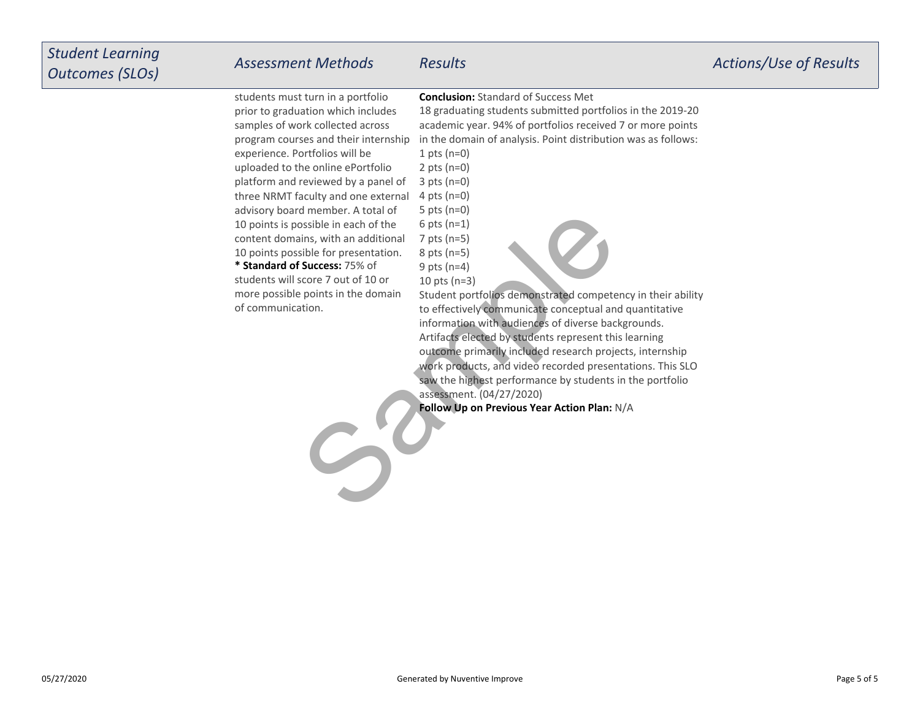| Student Learning Outcomes (SLOs) | Assessment Methods | Results | Actions/Use of Results |
|---|---|---|---|
| | students must turn in a portfolio prior to graduation which includes samples of work collected across program courses and their internship experience. Portfolios will be uploaded to the online ePortfolio platform and reviewed by a panel of three NRMT faculty and one external advisory board member. A total of 10 points is possible in each of the content domains, with an additional 10 points possible for presentation.<br>**\* Standard of Success:** 75% of students will score 7 out of 10 or more possible points in the domain of communication. | **Conclusion:** Standard of Success Met<br>18 graduating students submitted portfolios in the 2019-20 academic year. 94% of portfolios received 7 or more points in the domain of analysis. Point distribution was as follows:<br>1 pts (n=0)<br>2 pts (n=0)<br>3 pts (n=0)<br>4 pts (n=0)<br>5 pts (n=0)<br>6 pts (n=1)<br>7 pts (n=5)<br>8 pts (n=5)<br>9 pts (n=4)<br>10 pts (n=3)<br>Student portfolios demonstrated competency in their ability to effectively communicate conceptual and quantitative information with audiences of diverse backgrounds. Artifacts elected by students represent this learning outcome primarily included research projects, internship work products, and video recorded presentations. This SLO saw the highest performance by students in the portfolio assessment. (04/27/2020)<br>**Follow Up on Previous Year Action Plan:** N/A | |